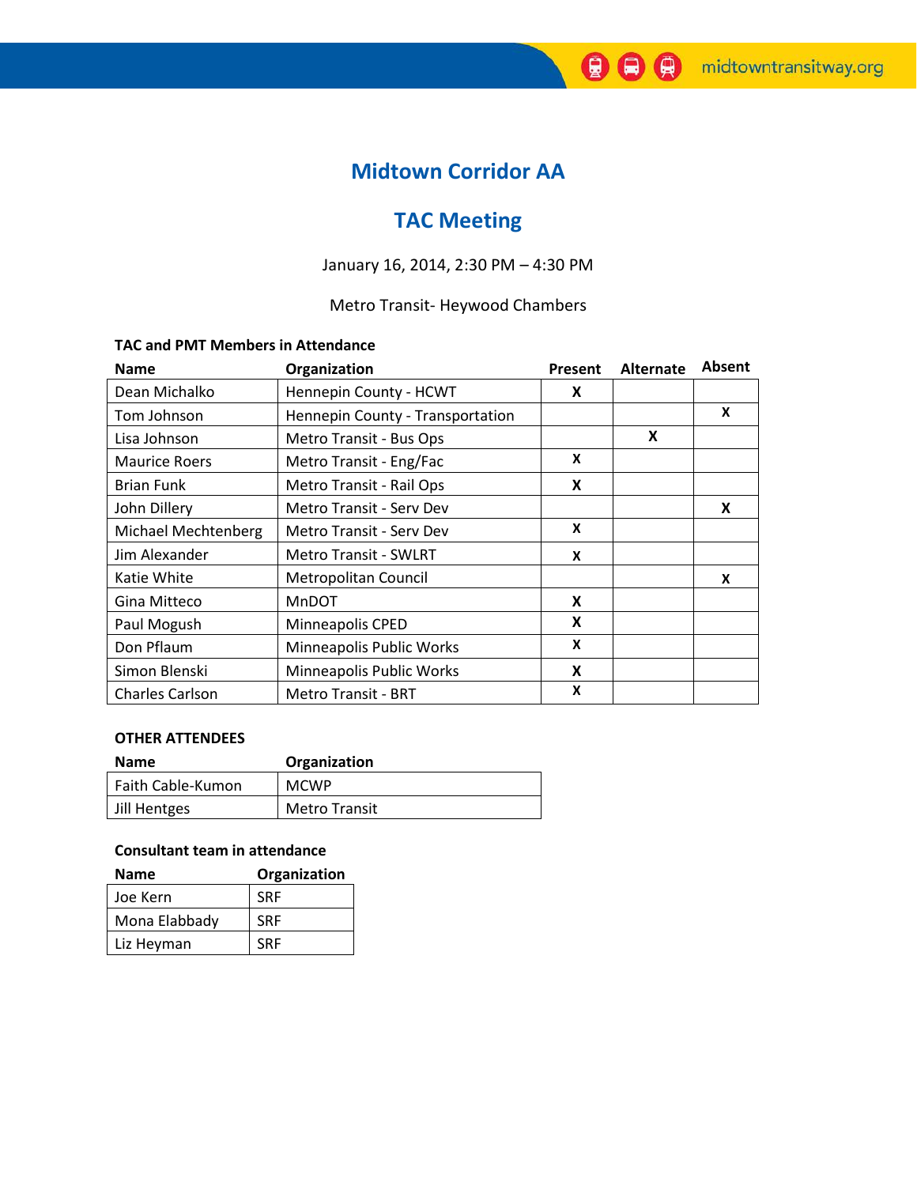# Midtown Corridor AA

## TAC Meeting

January 16, 2014, 2:30 PM – 4:30 PM

Metro Transit- Heywood Chambers

**TAC and PMT Members in Attendance**

| Name | Organization | Present | Alternate | Absent |
|---|---|---|---|---|
| Dean Michalko | Hennepin County - HCWT | X | | |
| Tom Johnson | Hennepin County - Transportation | | | X |
| Lisa Johnson | Metro Transit - Bus Ops | | X | |
| Maurice Roers | Metro Transit - Eng/Fac | X | | |
| Brian Funk | Metro Transit - Rail Ops | X | | |
| John Dillery | Metro Transit - Serv Dev | | | X |
| Michael Mechtenberg | Metro Transit - Serv Dev | X | | |
| Jim Alexander | Metro Transit - SWLRT | X | | |
| Katie White | Metropolitan Council | | | X |
| Gina Mitteco | MnDOT | X | | |
| Paul Mogush | Minneapolis CPED | X | | |
| Don Pflaum | Minneapolis Public Works | X | | |
| Simon Blenski | Minneapolis Public Works | X | | |
| Charles Carlson | Metro Transit - BRT | X | | |

**OTHER ATTENDEES**

| Name | Organization |
|---|---|
| Faith Cable-Kumon | MCWP |
| Jill Hentges | Metro Transit |

**Consultant team in attendance**

| Name | Organization |
|---|---|
| Joe Kern | SRF |
| Mona Elabbady | SRF |
| Liz Heyman | SRF |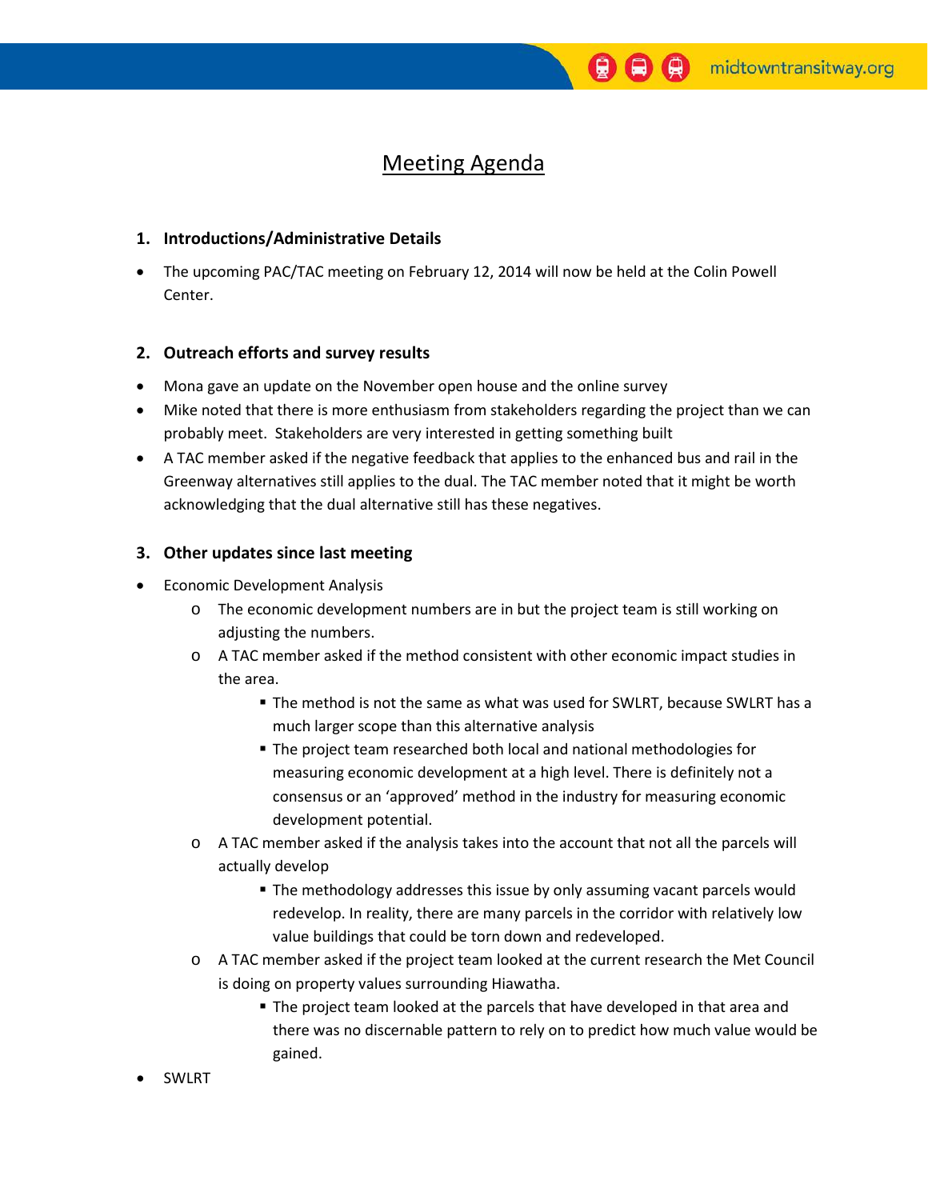# Meeting Agenda

## 1. Introductions/Administrative Details

- The upcoming PAC/TAC meeting on February 12, 2014 will now be held at the Colin Powell Center.

## 2. Outreach efforts and survey results

- Mona gave an update on the November open house and the online survey
- Mike noted that there is more enthusiasm from stakeholders regarding the project than we can probably meet. Stakeholders are very interested in getting something built
- A TAC member asked if the negative feedback that applies to the enhanced bus and rail in the Greenway alternatives still applies to the dual. The TAC member noted that it might be worth acknowledging that the dual alternative still has these negatives.

## 3. Other updates since last meeting

- Economic Development Analysis
  - The economic development numbers are in but the project team is still working on adjusting the numbers.
  - A TAC member asked if the method consistent with other economic impact studies in the area.
    - The method is not the same as what was used for SWLRT, because SWLRT has a much larger scope than this alternative analysis
    - The project team researched both local and national methodologies for measuring economic development at a high level. There is definitely not a consensus or an 'approved' method in the industry for measuring economic development potential.
  - A TAC member asked if the analysis takes into the account that not all the parcels will actually develop
    - The methodology addresses this issue by only assuming vacant parcels would redevelop. In reality, there are many parcels in the corridor with relatively low value buildings that could be torn down and redeveloped.
  - A TAC member asked if the project team looked at the current research the Met Council is doing on property values surrounding Hiawatha.
    - The project team looked at the parcels that have developed in that area and there was no discernable pattern to rely on to predict how much value would be gained.
- SWLRT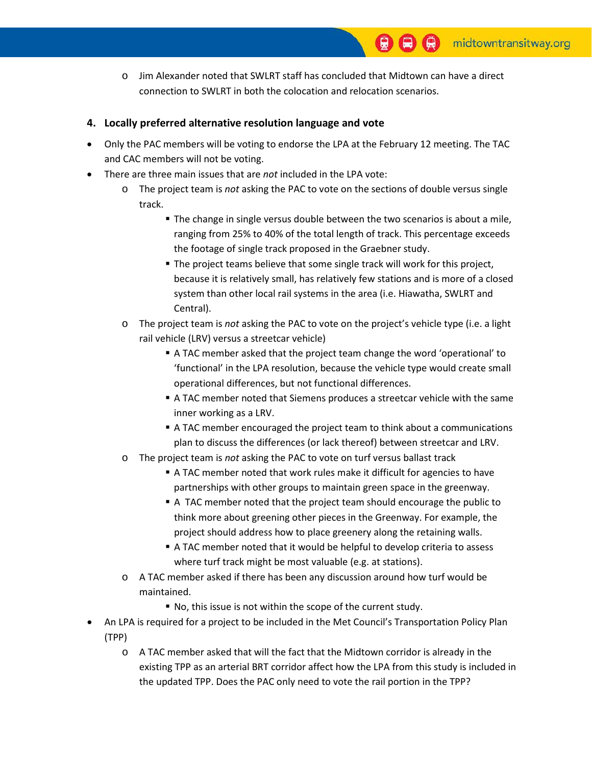- Jim Alexander noted that SWLRT staff has concluded that Midtown can have a direct connection to SWLRT in both the colocation and relocation scenarios.

## 4. Locally preferred alternative resolution language and vote

- Only the PAC members will be voting to endorse the LPA at the February 12 meeting. The TAC and CAC members will not be voting.
- There are three main issues that are *not* included in the LPA vote:
  - The project team is *not* asking the PAC to vote on the sections of double versus single track.
    - The change in single versus double between the two scenarios is about a mile, ranging from 25% to 40% of the total length of track. This percentage exceeds the footage of single track proposed in the Graebner study.
    - The project teams believe that some single track will work for this project, because it is relatively small, has relatively few stations and is more of a closed system than other local rail systems in the area (i.e. Hiawatha, SWLRT and Central).
  - The project team is *not* asking the PAC to vote on the project's vehicle type (i.e. a light rail vehicle (LRV) versus a streetcar vehicle)
    - A TAC member asked that the project team change the word 'operational' to 'functional' in the LPA resolution, because the vehicle type would create small operational differences, but not functional differences.
    - A TAC member noted that Siemens produces a streetcar vehicle with the same inner working as a LRV.
    - A TAC member encouraged the project team to think about a communications plan to discuss the differences (or lack thereof) between streetcar and LRV.
  - The project team is *not* asking the PAC to vote on turf versus ballast track
    - A TAC member noted that work rules make it difficult for agencies to have partnerships with other groups to maintain green space in the greenway.
    - A TAC member noted that the project team should encourage the public to think more about greening other pieces in the Greenway. For example, the project should address how to place greenery along the retaining walls.
    - A TAC member noted that it would be helpful to develop criteria to assess where turf track might be most valuable (e.g. at stations).
  - A TAC member asked if there has been any discussion around how turf would be maintained.
    - No, this issue is not within the scope of the current study.
- An LPA is required for a project to be included in the Met Council's Transportation Policy Plan (TPP)
  - A TAC member asked that will the fact that the Midtown corridor is already in the existing TPP as an arterial BRT corridor affect how the LPA from this study is included in the updated TPP. Does the PAC only need to vote the rail portion in the TPP?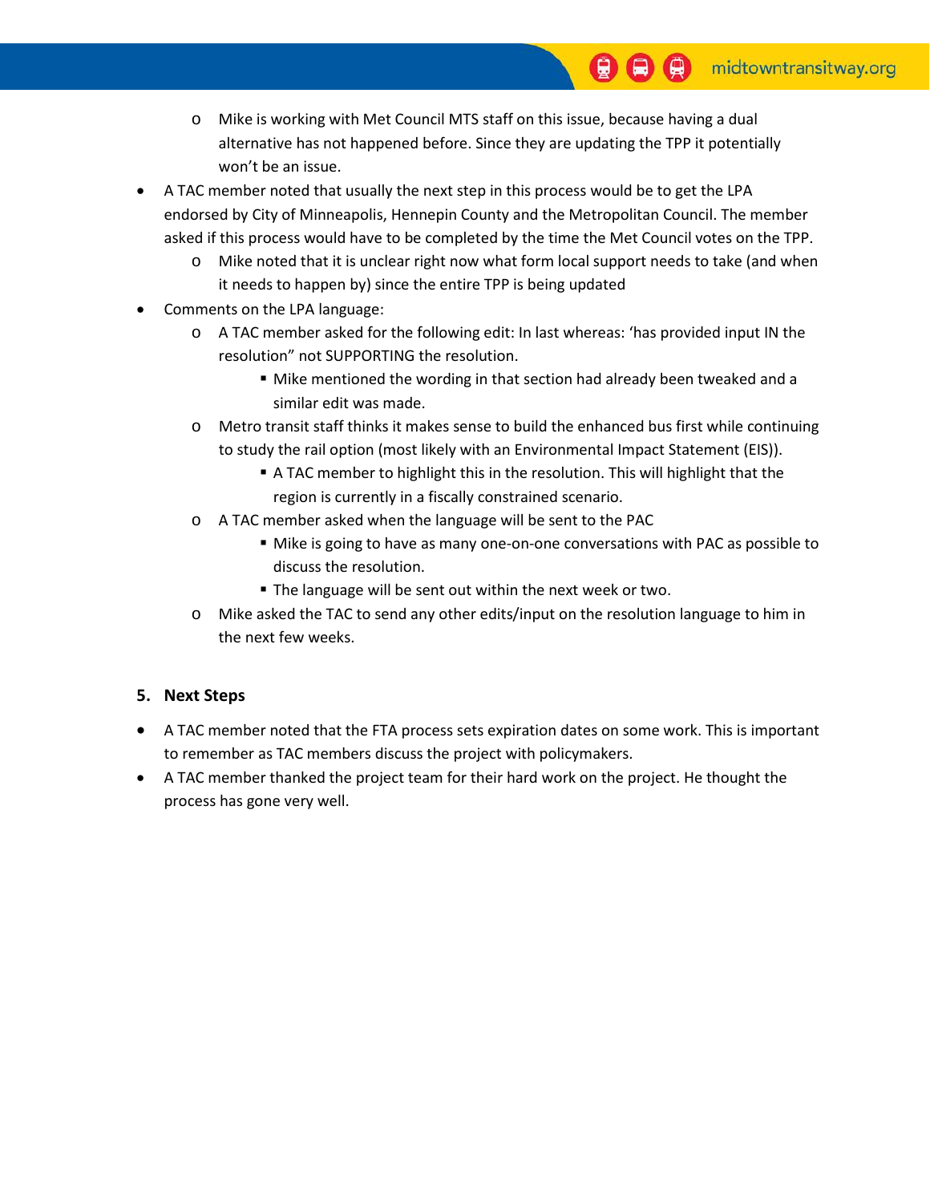- Mike is working with Met Council MTS staff on this issue, because having a dual alternative has not happened before. Since they are updating the TPP it potentially won't be an issue.
- A TAC member noted that usually the next step in this process would be to get the LPA endorsed by City of Minneapolis, Hennepin County and the Metropolitan Council. The member asked if this process would have to be completed by the time the Met Council votes on the TPP.
    - Mike noted that it is unclear right now what form local support needs to take (and when it needs to happen by) since the entire TPP is being updated
- Comments on the LPA language:
    - A TAC member asked for the following edit: In last whereas: 'has provided input IN the resolution" not SUPPORTING the resolution.
        - Mike mentioned the wording in that section had already been tweaked and a similar edit was made.
    - Metro transit staff thinks it makes sense to build the enhanced bus first while continuing to study the rail option (most likely with an Environmental Impact Statement (EIS)).
        - A TAC member to highlight this in the resolution. This will highlight that the region is currently in a fiscally constrained scenario.
    - A TAC member asked when the language will be sent to the PAC
        - Mike is going to have as many one-on-one conversations with PAC as possible to discuss the resolution.
        - The language will be sent out within the next week or two.
    - Mike asked the TAC to send any other edits/input on the resolution language to him in the next few weeks.

## 5. Next Steps

- A TAC member noted that the FTA process sets expiration dates on some work. This is important to remember as TAC members discuss the project with policymakers.
- A TAC member thanked the project team for their hard work on the project. He thought the process has gone very well.